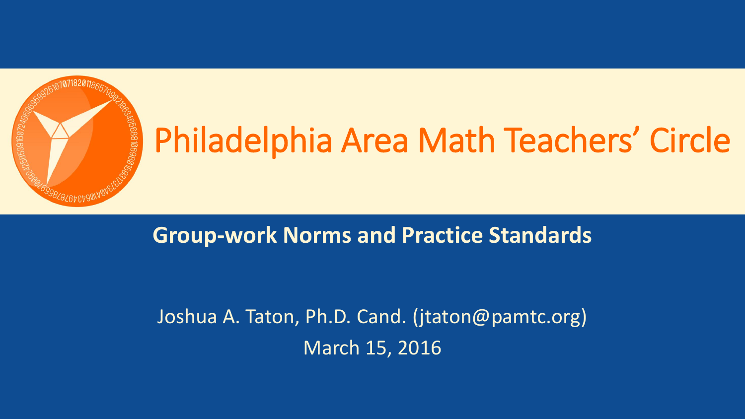# Philadelphia Area Math Teachers' Circle

## Group-work Norms and Practice Standards

Joshua A. Taton, Ph.D. Cand. (jtaton@pamtc.org)

March 15, 2016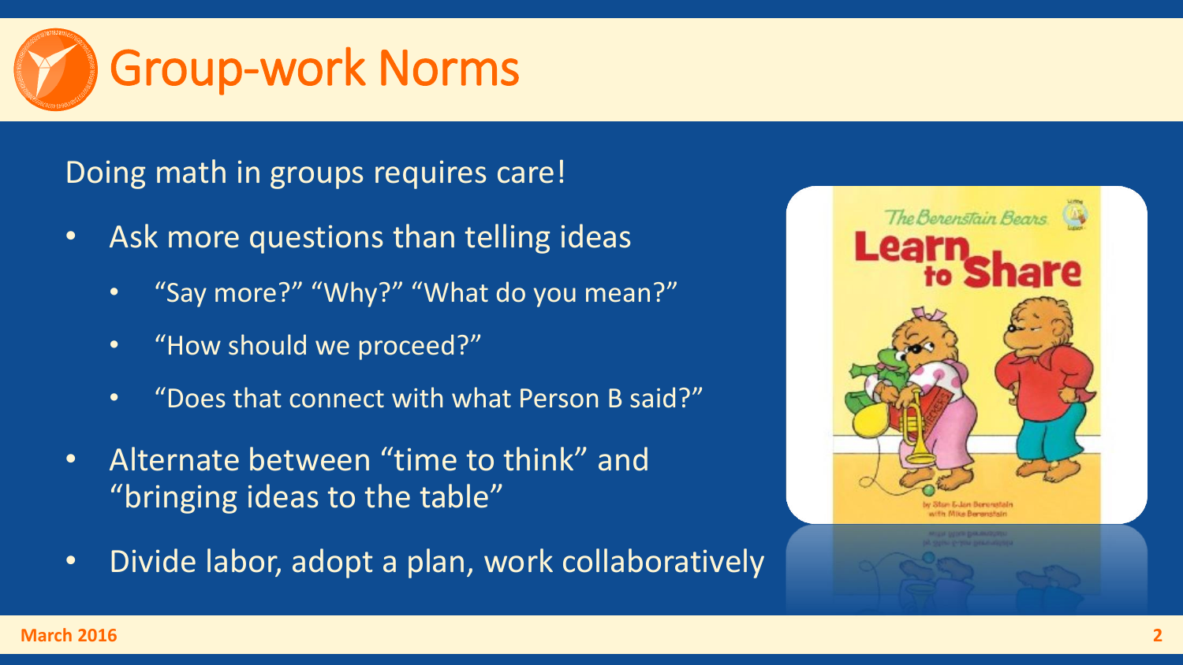# Group-work Norms

Doing math in groups requires care!

- Ask more questions than telling ideas
  - “Say more?” “Why?” “What do you mean?”
  - “How should we proceed?”
  - “Does that connect with what Person B said?”
- Alternate between “time to think” and “bringing ideas to the table”
- Divide labor, adopt a plan, work collaboratively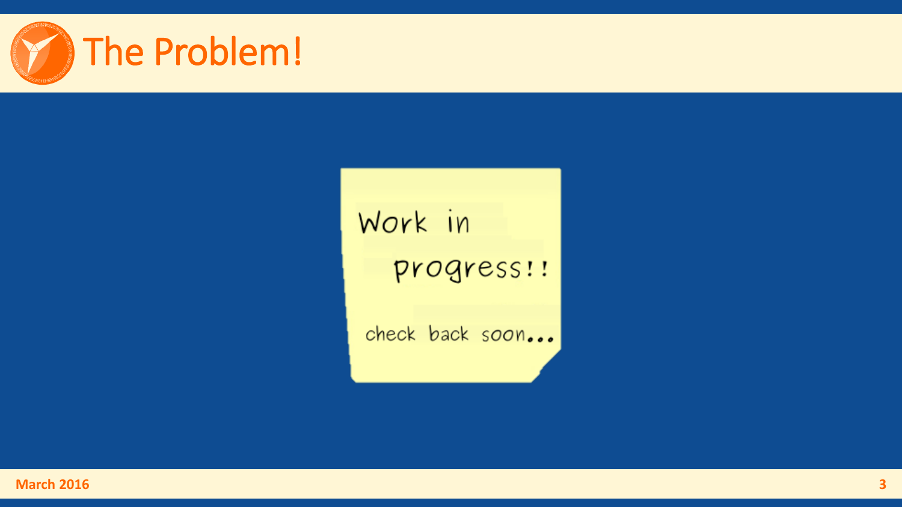# The Problem!

Work in progress!!

check back soon...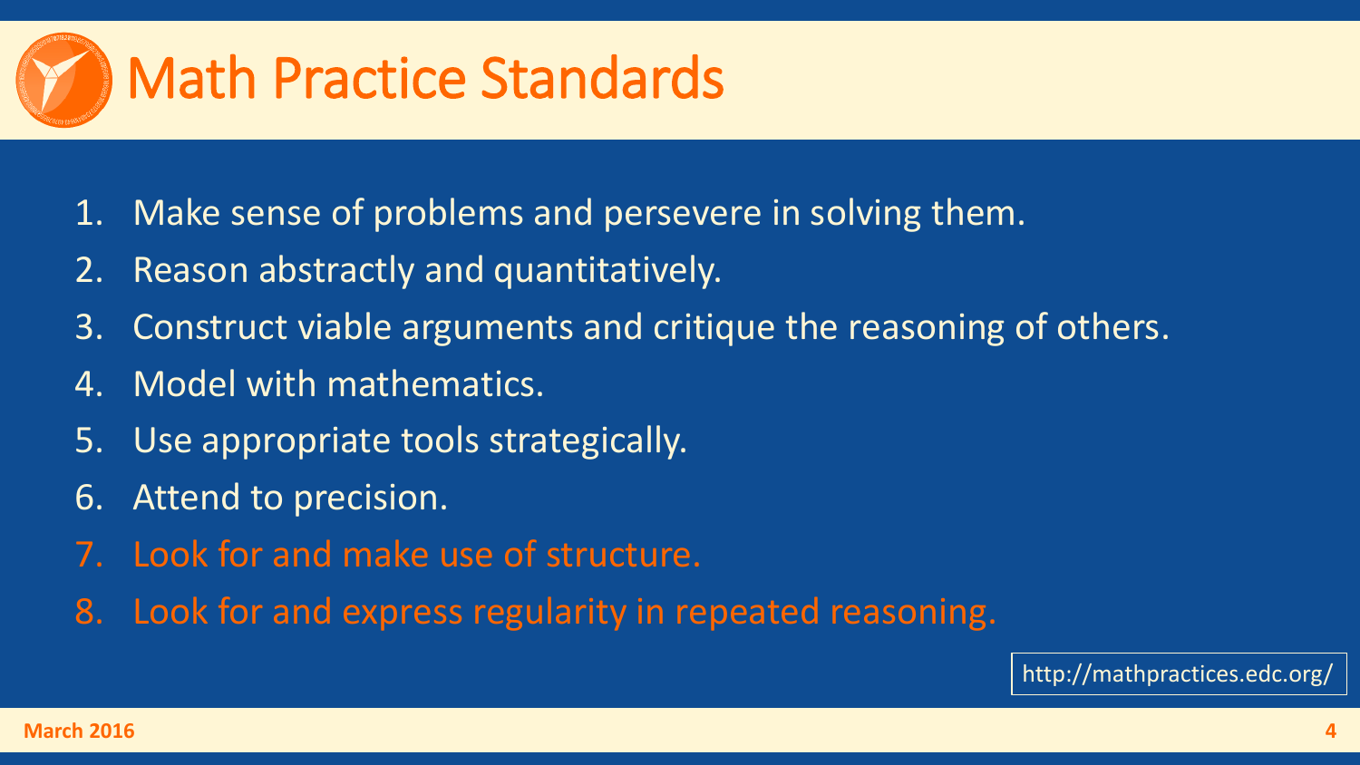# Math Practice Standards

1. Make sense of problems and persevere in solving them.
2. Reason abstractly and quantitatively.
3. Construct viable arguments and critique the reasoning of others.
4. Model with mathematics.
5. Use appropriate tools strategically.
6. Attend to precision.
7. Look for and make use of structure.
8. Look for and express regularity in repeated reasoning.

http://mathpractices.edc.org/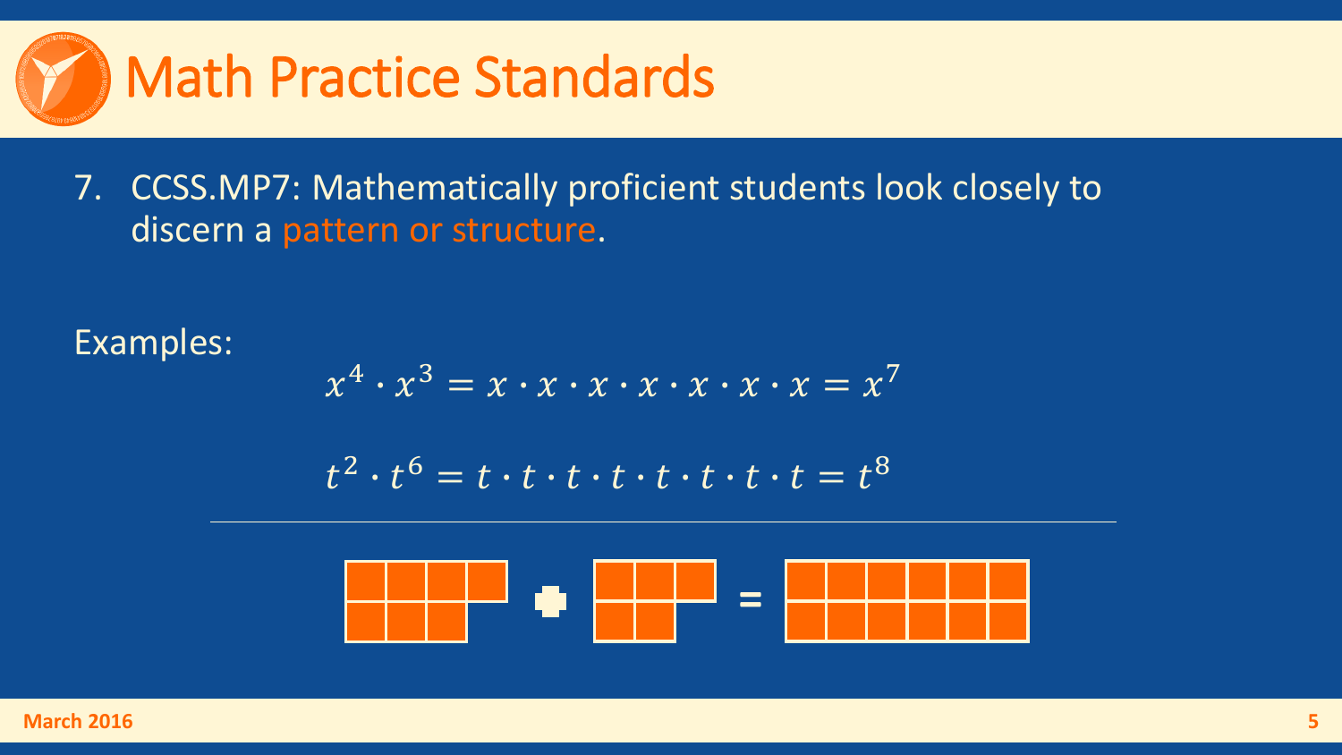# Math Practice Standards

7. CCSS.MP7: Mathematically proficient students look closely to discern a pattern or structure.

Examples:

$$x^4 \cdot x^3 = x \cdot x \cdot x \cdot x \cdot x \cdot x \cdot x = x^7$$

$$t^2 \cdot t^6 = t \cdot t \cdot t \cdot t \cdot t \cdot t \cdot t \cdot t = t^8$$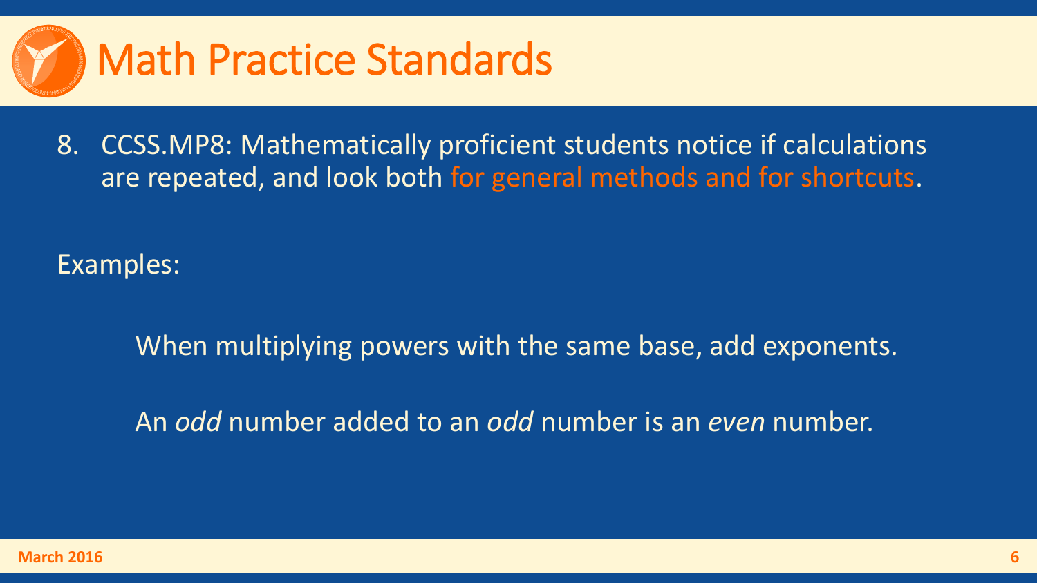# Math Practice Standards

8. CCSS.MP8: Mathematically proficient students notice if calculations are repeated, and look both for general methods and for shortcuts.

Examples:

When multiplying powers with the same base, add exponents.

An *odd* number added to an *odd* number is an *even* number.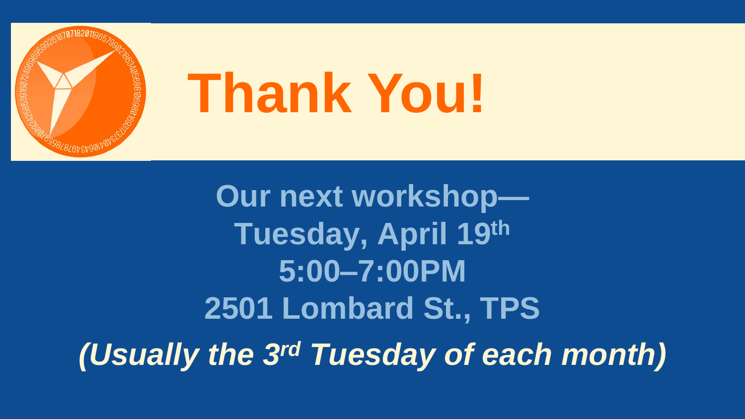# Thank You!

**Our next workshop—**

**Tuesday, April 19th**

**5:00–7:00PM**

**2501 Lombard St., TPS**

***(Usually the 3rd Tuesday of each month)***